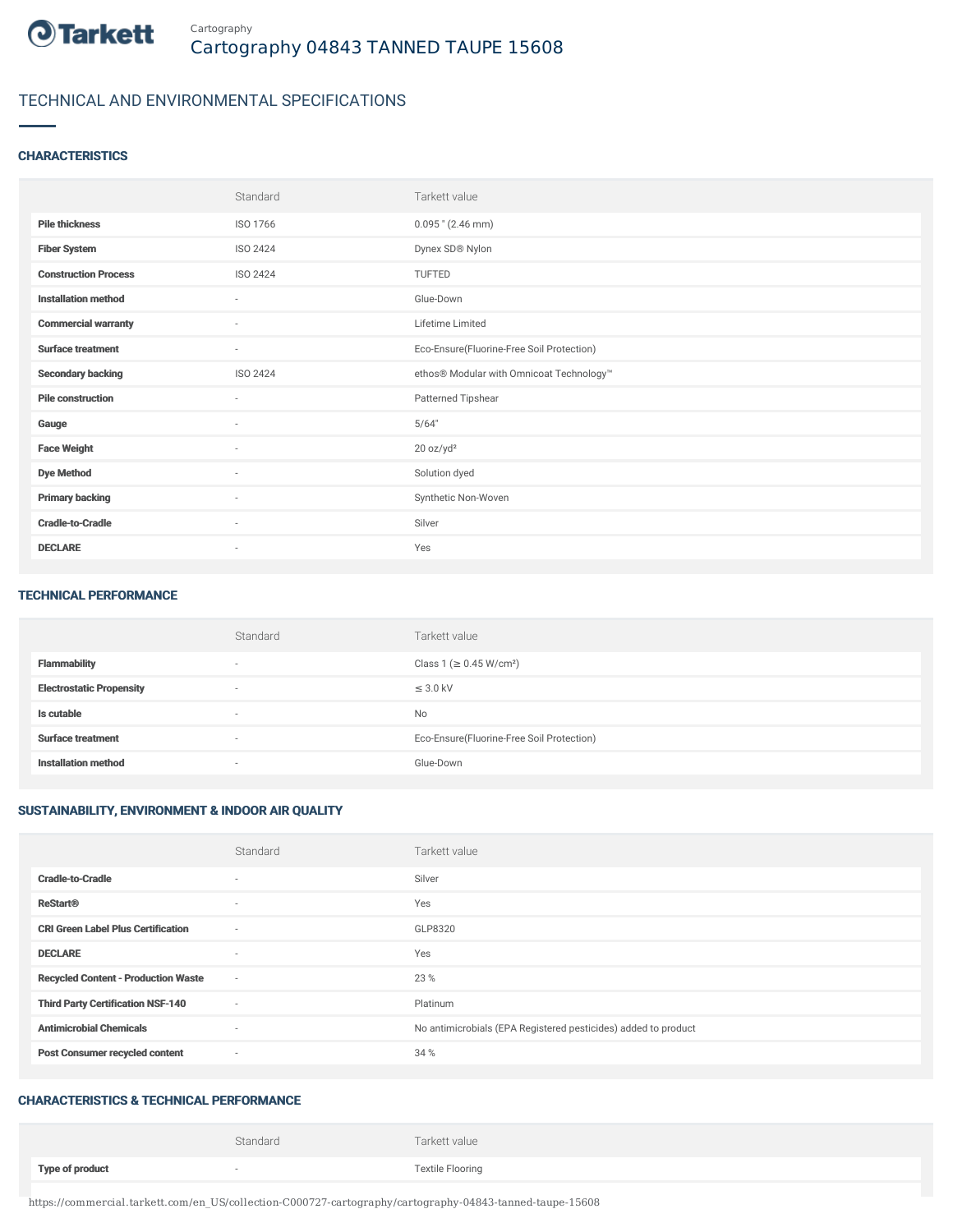Cartography

# Cartography 04843 TANNED TAUPE 15608

## TECHNICAL AND ENVIRONMENTAL SPECIFICATIONS

### CHARACTERISTICS

| | Standard | Tarkett value |
|---|---|---|
| **Pile thickness** | ISO 1766 | 0.095 " (2.46 mm) |
| **Fiber System** | ISO 2424 | Dynex SD® Nylon |
| **Construction Process** | ISO 2424 | TUFTED |
| **Installation method** | - | Glue-Down |
| **Commercial warranty** | - | Lifetime Limited |
| **Surface treatment** | - | Eco-Ensure(Fluorine-Free Soil Protection) |
| **Secondary backing** | ISO 2424 | ethos® Modular with Omnicoat Technology™ |
| **Pile construction** | - | Patterned Tipshear |
| **Gauge** | - | 5/64" |
| **Face Weight** | - | 20 oz/yd² |
| **Dye Method** | - | Solution dyed |
| **Primary backing** | - | Synthetic Non-Woven |
| **Cradle-to-Cradle** | - | Silver |
| **DECLARE** | - | Yes |

### TECHNICAL PERFORMANCE

| | Standard | Tarkett value |
|---|---|---|
| **Flammability** | - | Class 1 (≥ 0.45 W/cm²) |
| **Electrostatic Propensity** | - | ≤ 3.0 kV |
| **Is cutable** | - | No |
| **Surface treatment** | - | Eco-Ensure(Fluorine-Free Soil Protection) |
| **Installation method** | - | Glue-Down |

### SUSTAINABILITY, ENVIRONMENT & INDOOR AIR QUALITY

| | Standard | Tarkett value |
|---|---|---|
| **Cradle-to-Cradle** | - | Silver |
| **ReStart®** | - | Yes |
| **CRI Green Label Plus Certification** | - | GLP8320 |
| **DECLARE** | - | Yes |
| **Recycled Content - Production Waste** | - | 23 % |
| **Third Party Certification NSF-140** | - | Platinum |
| **Antimicrobial Chemicals** | - | No antimicrobials (EPA Registered pesticides) added to product |
| **Post Consumer recycled content** | - | 34 % |

### CHARACTERISTICS & TECHNICAL PERFORMANCE

| | Standard | Tarkett value |
|---|---|---|
| **Type of product** | - | Textile Flooring |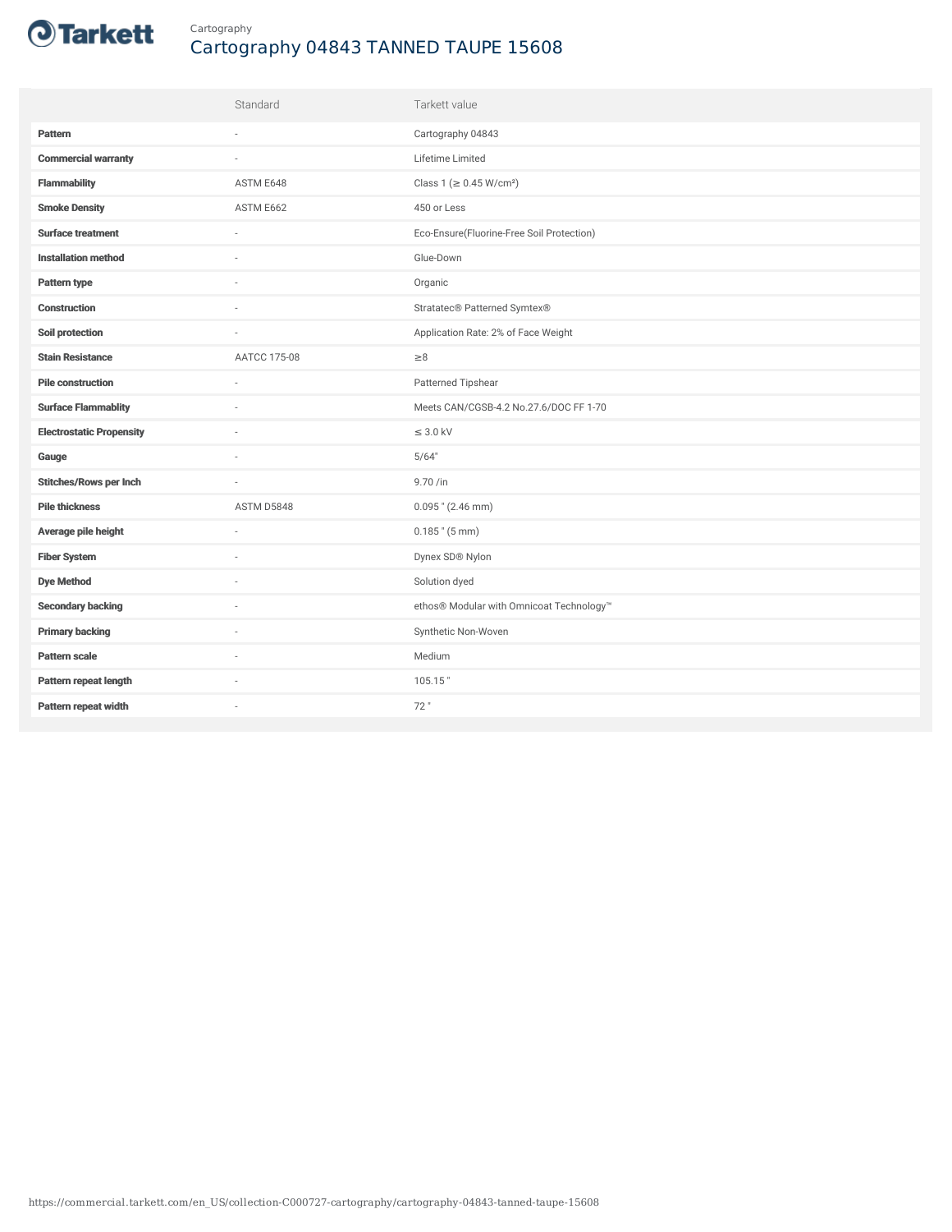Cartography

# Cartography 04843 TANNED TAUPE 15608

| | Standard | Tarkett value |
|---|---|---|
| **Pattern** | - | Cartography 04843 |
| **Commercial warranty** | - | Lifetime Limited |
| **Flammability** | ASTM E648 | Class 1 (≥ 0.45 W/cm²) |
| **Smoke Density** | ASTM E662 | 450 or Less |
| **Surface treatment** | - | Eco-Ensure(Fluorine-Free Soil Protection) |
| **Installation method** | - | Glue-Down |
| **Pattern type** | - | Organic |
| **Construction** | - | Stratatec® Patterned Symtex® |
| **Soil protection** | - | Application Rate: 2% of Face Weight |
| **Stain Resistance** | AATCC 175-08 | ≥8 |
| **Pile construction** | - | Patterned Tipshear |
| **Surface Flammablity** | - | Meets CAN/CGSB-4.2 No.27.6/DOC FF 1-70 |
| **Electrostatic Propensity** | - | ≤ 3.0 kV |
| **Gauge** | - | 5/64" |
| **Stitches/Rows per Inch** | - | 9.70 /in |
| **Pile thickness** | ASTM D5848 | 0.095 " (2.46 mm) |
| **Average pile height** | - | 0.185 " (5 mm) |
| **Fiber System** | - | Dynex SD® Nylon |
| **Dye Method** | - | Solution dyed |
| **Secondary backing** | - | ethos® Modular with Omnicoat Technology™ |
| **Primary backing** | - | Synthetic Non-Woven |
| **Pattern scale** | - | Medium |
| **Pattern repeat length** | - | 105.15 " |
| **Pattern repeat width** | - | 72 " |

https://commercial.tarkett.com/en_US/collection-C000727-cartography/cartography-04843-tanned-taupe-15608